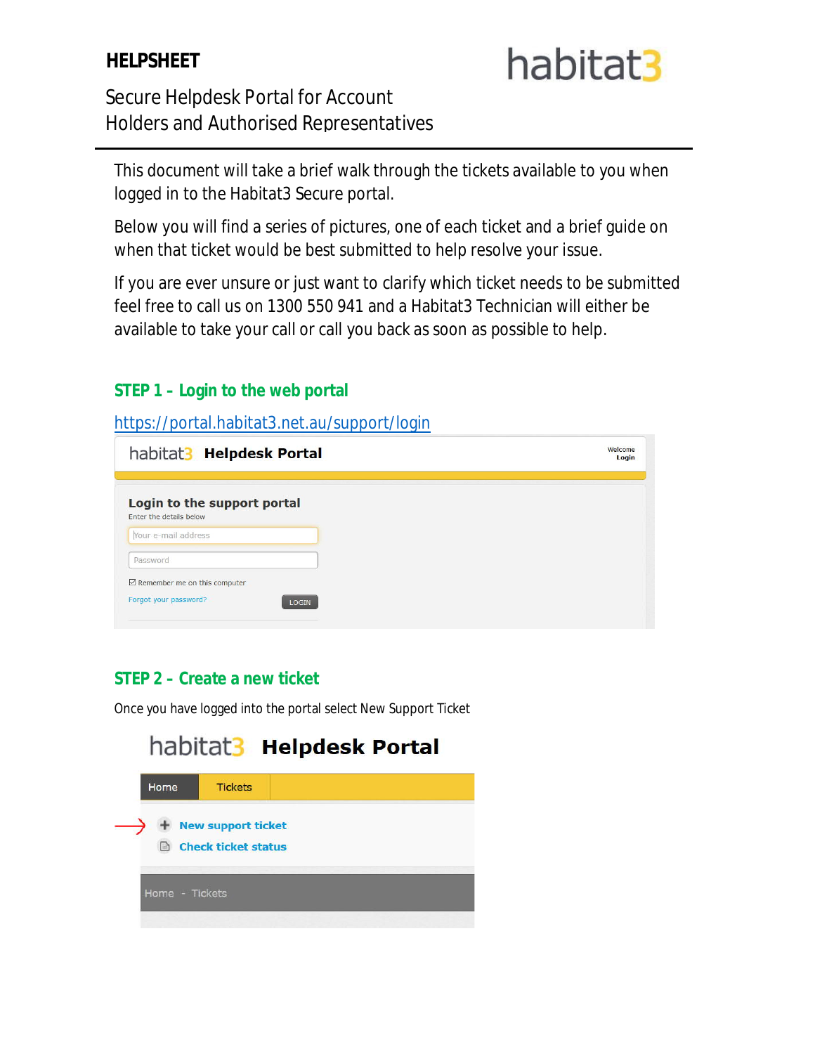**HELPSHEET**

# Secure Helpdesk Portal for Account Holders and Authorised Representatives

habitat3

This document will take a brief walk through the tickets available to you when logged in to the Habitat3 Secure portal.

Below you will find a series of pictures, one of each ticket and a brief guide on when that ticket would be best submitted to help resolve your issue.

If you are ever unsure or just want to clarify which ticket needs to be submitted feel free to call us on 1300 550 941 and a Habitat3 Technician will either be available to take your call or call you back as soon as possible to help.

## STEP 1 – Login to the web portal

https://portal.habitat3.net.au/support/login

## STEP 2 – Create a new ticket

Once you have logged into the portal select New Support Ticket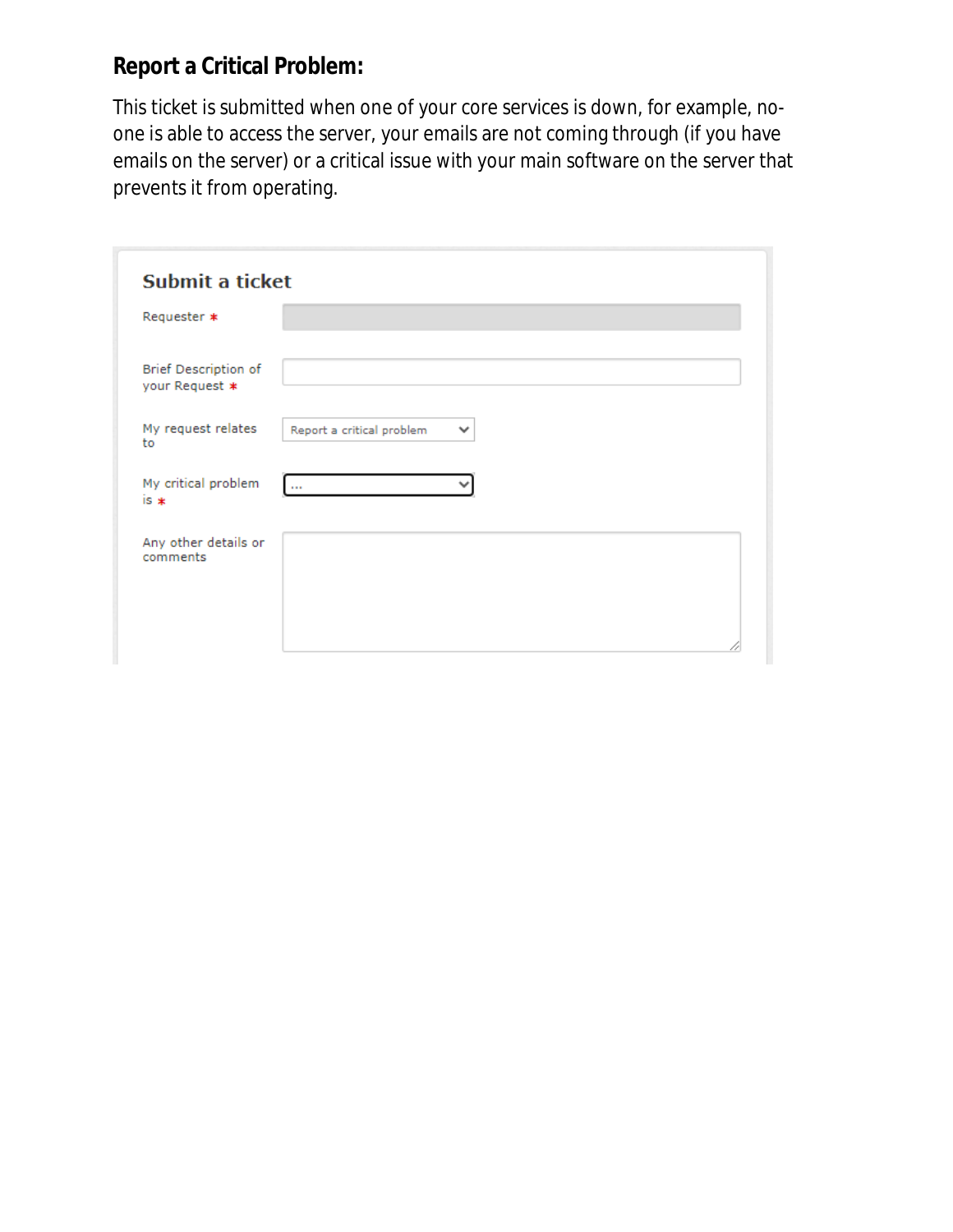**Report a Critical Problem:**

This ticket is submitted when one of your core services is down, for example, no-one is able to access the server, your emails are not coming through (if you have emails on the server) or a critical issue with your main software on the server that prevents it from operating.

**Submit a ticket**

Requester *

Brief Description of your Request *

My request relates to: Report a critical problem

My critical problem is *: ...

Any other details or comments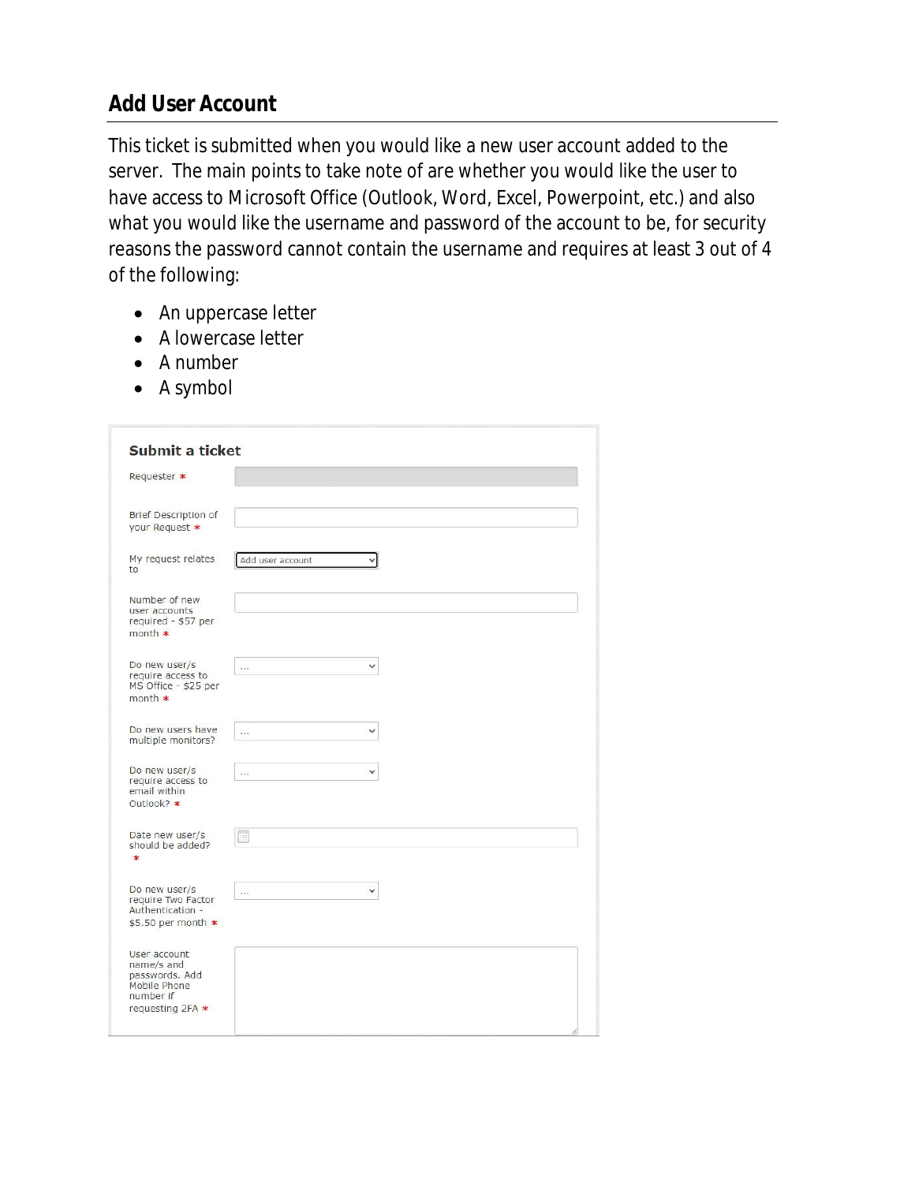## Add User Account

This ticket is submitted when you would like a new user account added to the server. The main points to take note of are whether you would like the user to have access to Microsoft Office (Outlook, Word, Excel, Powerpoint, etc.) and also what you would like the username and password of the account to be, for security reasons the password cannot contain the username and requires at least 3 out of 4 of the following:

- An uppercase letter
- A lowercase letter
- A number
- A symbol

**Submit a ticket**

| Field | Value |
| --- | --- |
| Requester * | |
| Brief Description of your Request * | |
| My request relates to | Add user account |
| Number of new user accounts required - $57 per month * | |
| Do new user/s require access to MS Office - $25 per month * | ... |
| Do new users have multiple monitors? | ... |
| Do new user/s require access to email within Outlook? * | ... |
| Date new user/s should be added? * | |
| Do new user/s require Two Factor Authentication - $5.50 per month * | ... |
| User account name/s and passwords. Add Mobile Phone number if requesting 2FA * | |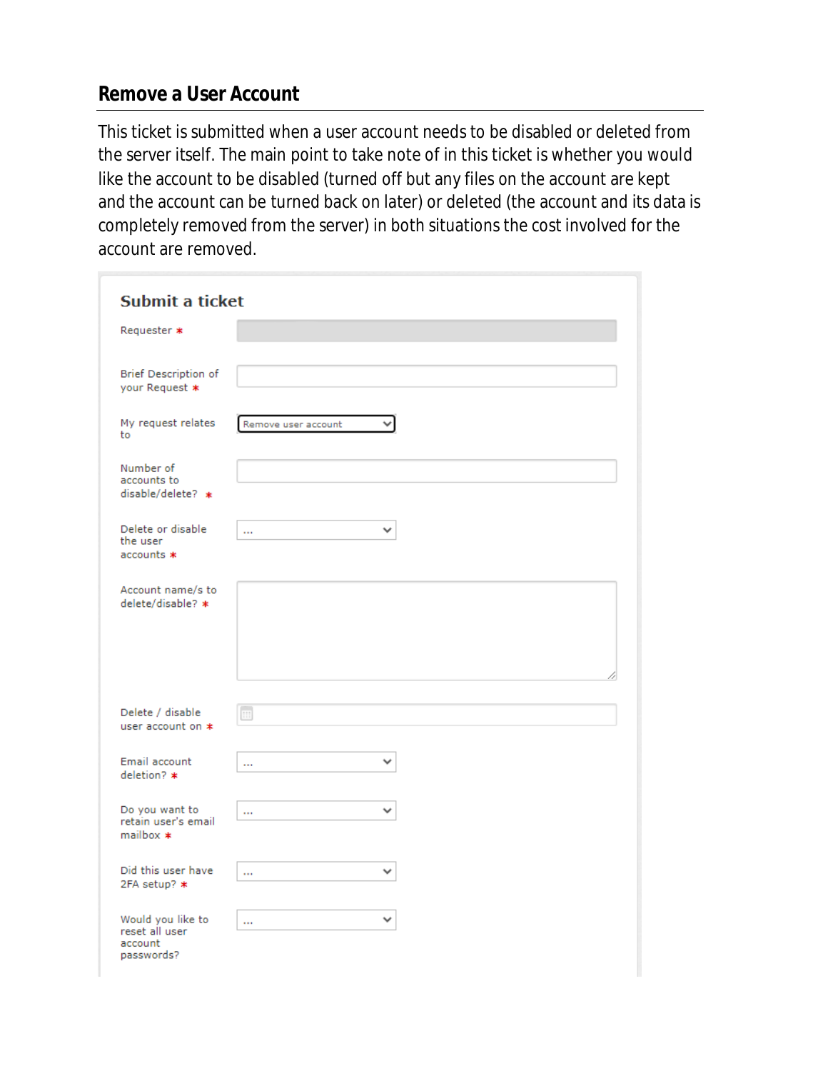## Remove a User Account

This ticket is submitted when a user account needs to be disabled or deleted from the server itself. The main point to take note of in this ticket is whether you would like the account to be disabled (turned off but any files on the account are kept and the account can be turned back on later) or deleted (the account and its data is completely removed from the server) in both situations the cost involved for the account are removed.

**Submit a ticket**

Requester *

Brief Description of your Request *

My request relates to: Remove user account

Number of accounts to disable/delete? *

Delete or disable the user accounts * ...

Account name/s to delete/disable? *

Delete / disable user account on *

Email account deletion? * ...

Do you want to retain user's email mailbox * ...

Did this user have 2FA setup? * ...

Would you like to reset all user account passwords? ...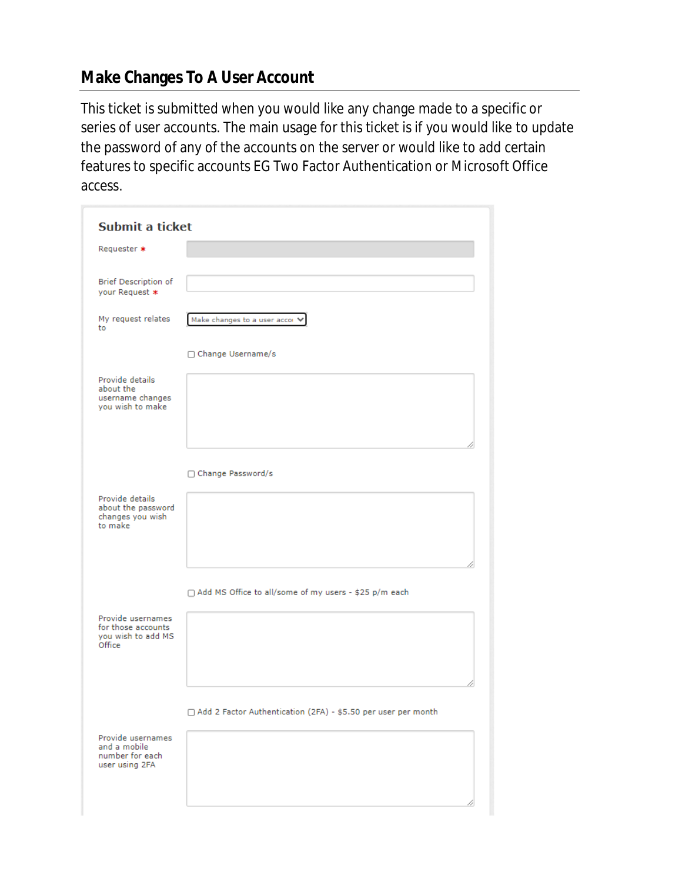## Make Changes To A User Account

This ticket is submitted when you would like any change made to a specific or series of user accounts. The main usage for this ticket is if you would like to update the password of any of the accounts on the server or would like to add certain features to specific accounts EG Two Factor Authentication or Microsoft Office access.

**Submit a ticket**

Requester *

Brief Description of your Request *

My request relates to: Make changes to a user acco

☐ Change Username/s

Provide details about the username changes you wish to make

☐ Change Password/s

Provide details about the password changes you wish to make

☐ Add MS Office to all/some of my users - $25 p/m each

Provide usernames for those accounts you wish to add MS Office

☐ Add 2 Factor Authentication (2FA) - $5.50 per user per month

Provide usernames and a mobile number for each user using 2FA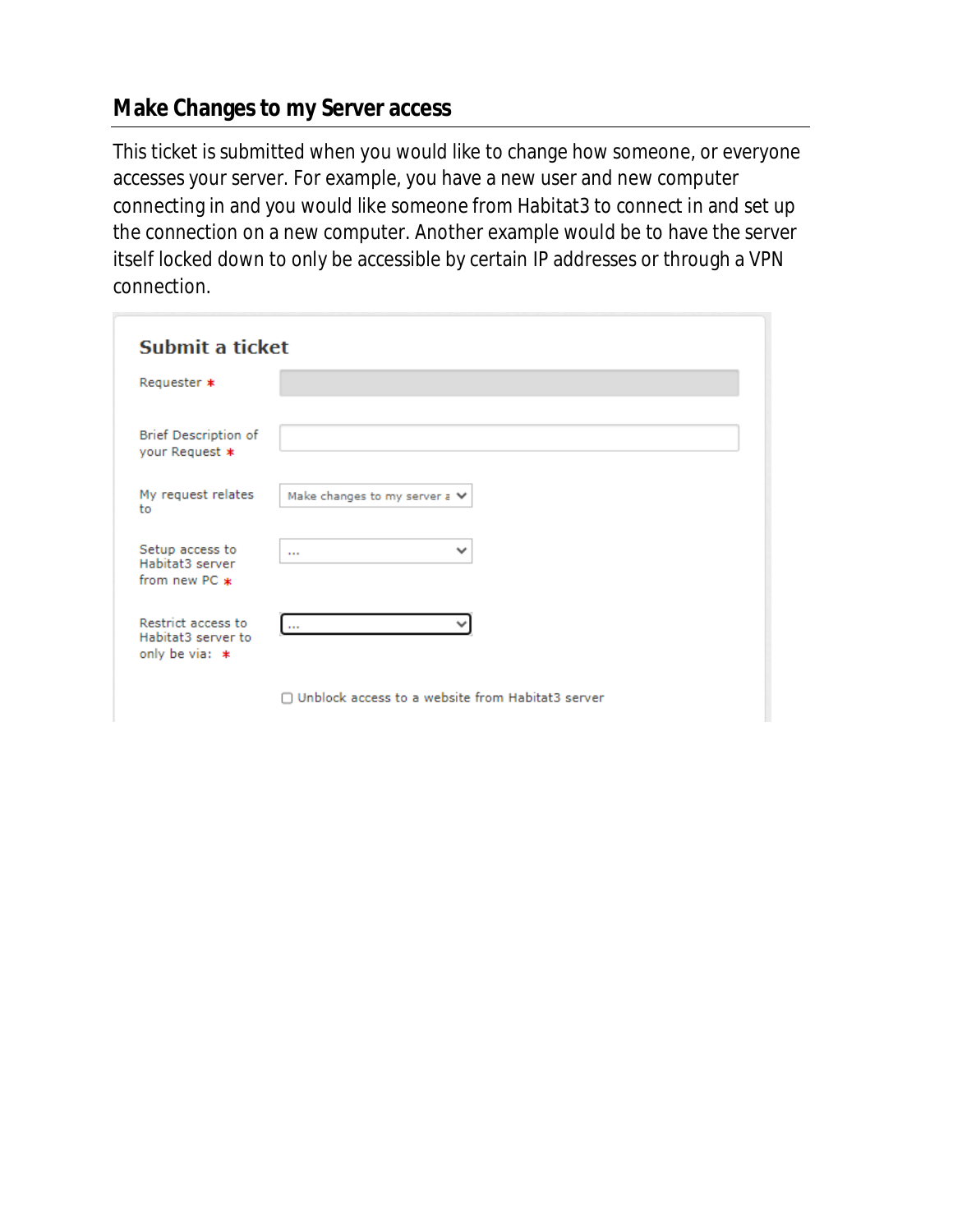## Make Changes to my Server access

This ticket is submitted when you would like to change how someone, or everyone accesses your server. For example, you have a new user and new computer connecting in and you would like someone from Habitat3 to connect in and set up the connection on a new computer. Another example would be to have the server itself locked down to only be accessible by certain IP addresses or through a VPN connection.

**Submit a ticket**

Requester *

Brief Description of your Request *

My request relates to: Make changes to my server a

Setup access to Habitat3 server from new PC *: ...

Restrict access to Habitat3 server to only be via: *: ...

☐ Unblock access to a website from Habitat3 server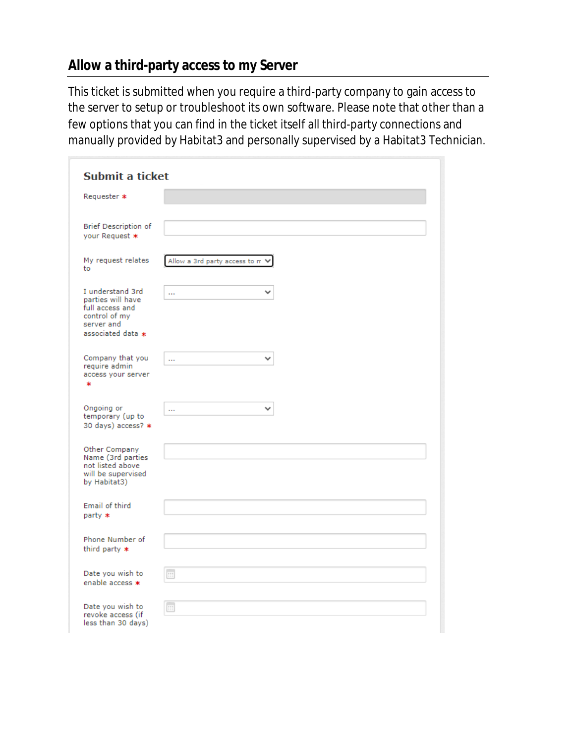## Allow a third-party access to my Server

This ticket is submitted when you require a third-party company to gain access to the server to setup or troubleshoot its own software. Please note that other than a few options that you can find in the ticket itself all third-party connections and manually provided by Habitat3 and personally supervised by a Habitat3 Technician.

### Submit a ticket

Requester *

Brief Description of your Request *

My request relates to: Allow a 3rd party access to m

I understand 3rd parties will have full access and control of my server and associated data *: ...

Company that you require admin access your server *: ...

Ongoing or temporary (up to 30 days) access? *: ...

Other Company Name (3rd parties not listed above will be supervised by Habitat3)

Email of third party *

Phone Number of third party *

Date you wish to enable access *

Date you wish to revoke access (if less than 30 days)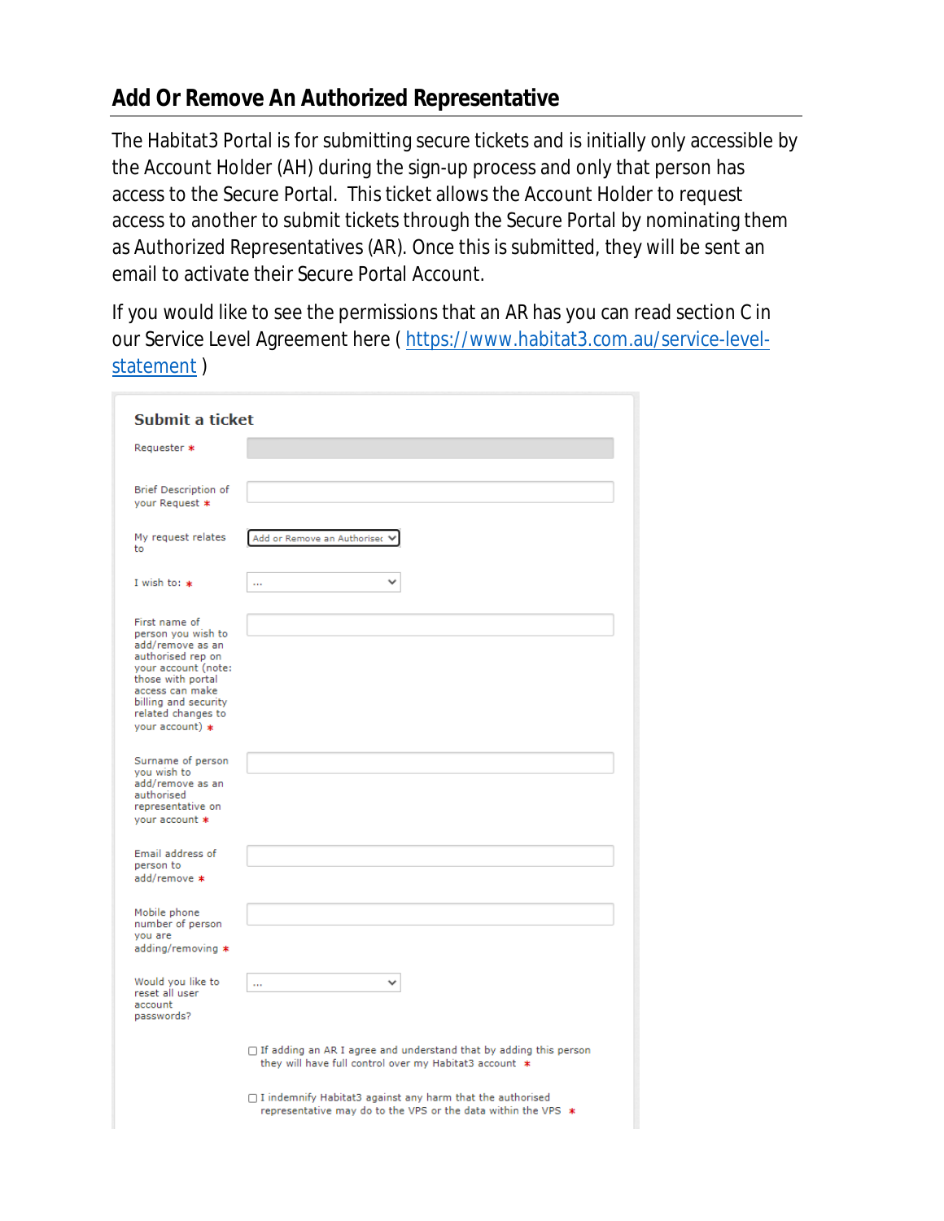## Add Or Remove An Authorized Representative

The Habitat3 Portal is for submitting secure tickets and is initially only accessible by the Account Holder (AH) during the sign-up process and only that person has access to the Secure Portal. This ticket allows the Account Holder to request access to another to submit tickets through the Secure Portal by nominating them as Authorized Representatives (AR). Once this is submitted, they will be sent an email to activate their Secure Portal Account.

If you would like to see the permissions that an AR has you can read section C in our Service Level Agreement here ( https://www.habitat3.com.au/service-level-statement )

**Submit a ticket**

Requester *

Brief Description of your Request *

My request relates to: Add or Remove an Authorised

I wish to: * ...

First name of person you wish to add/remove as an authorised rep on your account (note: those with portal access can make billing and security related changes to your account) *

Surname of person you wish to add/remove as an authorised representative on your account *

Email address of person to add/remove *

Mobile phone number of person you are adding/removing *

Would you like to reset all user account passwords? ...

☐ If adding an AR I agree and understand that by adding this person they will have full control over my Habitat3 account *

☐ I indemnify Habitat3 against any harm that the authorised representative may do to the VPS or the data within the VPS *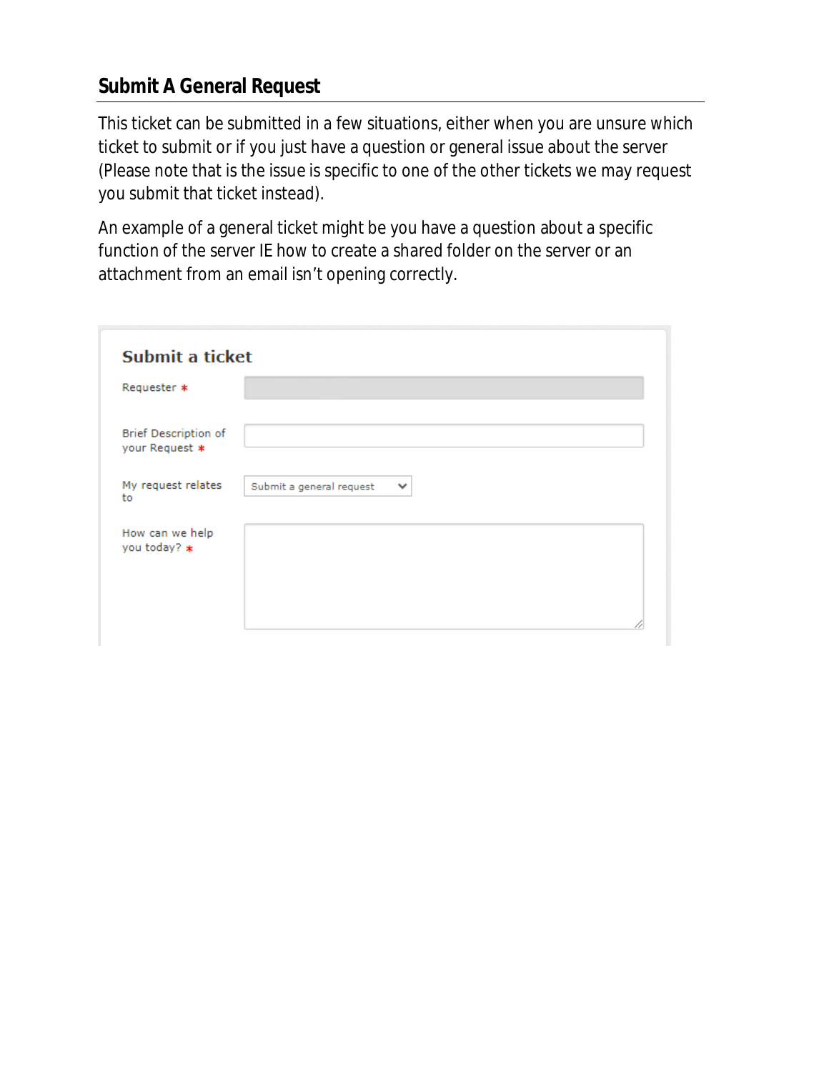## Submit A General Request

This ticket can be submitted in a few situations, either when you are unsure which ticket to submit or if you just have a question or general issue about the server (Please note that is the issue is specific to one of the other tickets we may request you submit that ticket instead).

An example of a general ticket might be you have a question about a specific function of the server IE how to create a shared folder on the server or an attachment from an email isn't opening correctly.

### Submit a ticket

Requester *

Brief Description of your Request *

My request relates to: Submit a general request

How can we help you today? *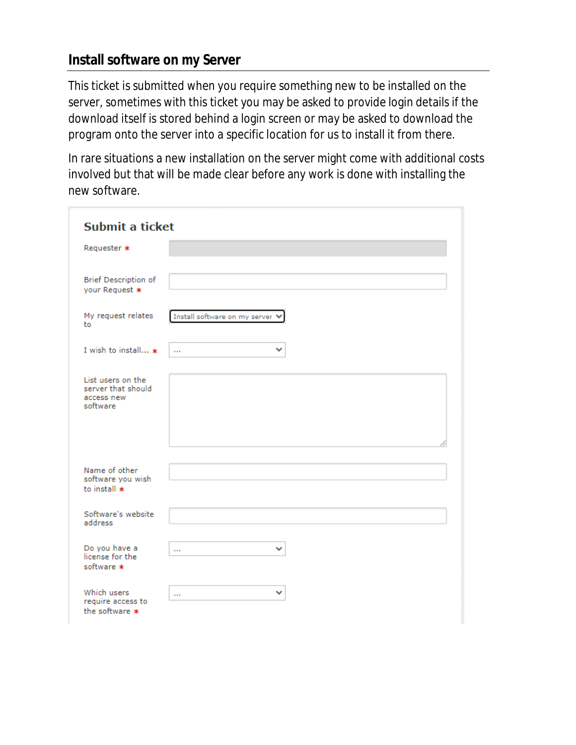## Install software on my Server

This ticket is submitted when you require something new to be installed on the server, sometimes with this ticket you may be asked to provide login details if the download itself is stored behind a login screen or may be asked to download the program onto the server into a specific location for us to install it from there.

In rare situations a new installation on the server might come with additional costs involved but that will be made clear before any work is done with installing the new software.

### Submit a ticket

| Field | Value |
| --- | --- |
| Requester * | |
| Brief Description of your Request * | |
| My request relates to | Install software on my server |
| I wish to install... * | ... |
| List users on the server that should access new software | |
| Name of other software you wish to install * | |
| Software's website address | |
| Do you have a license for the software * | ... |
| Which users require access to the software * | ... |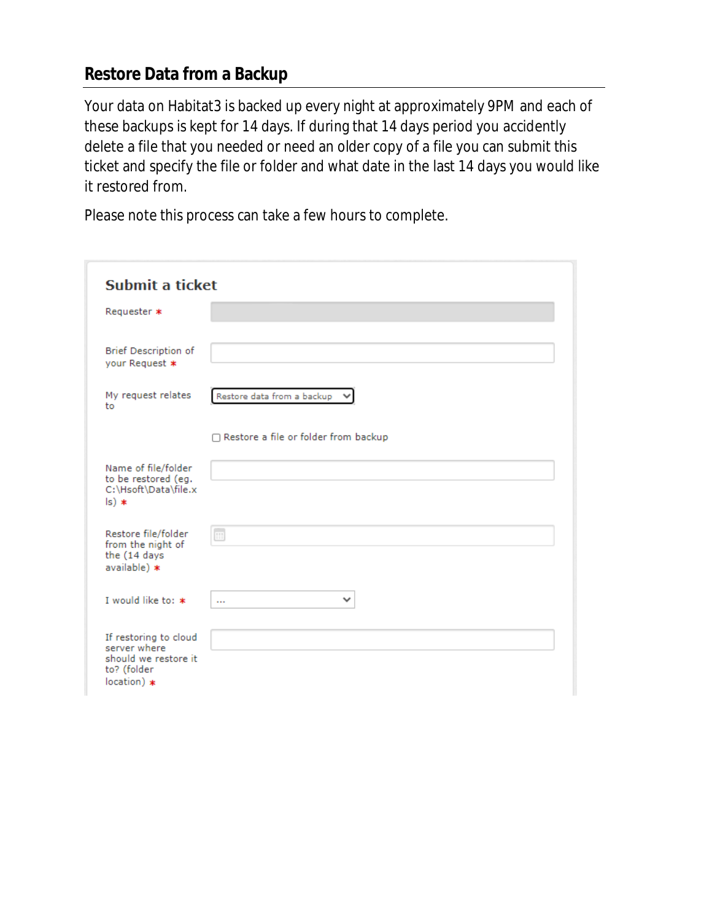## Restore Data from a Backup

Your data on Habitat3 is backed up every night at approximately 9PM and each of these backups is kept for 14 days. If during that 14 days period you accidently delete a file that you needed or need an older copy of a file you can submit this ticket and specify the file or folder and what date in the last 14 days you would like it restored from.

Please note this process can take a few hours to complete.

### Submit a ticket

Requester *

Brief Description of your Request *

My request relates to: Restore data from a backup

☐ Restore a file or folder from backup

Name of file/folder to be restored (eg. C:\Hsoft\Data\file.xls) *

Restore file/folder from the night of the (14 days available) *

I would like to: * ...

If restoring to cloud server where should we restore it to? (folder location) *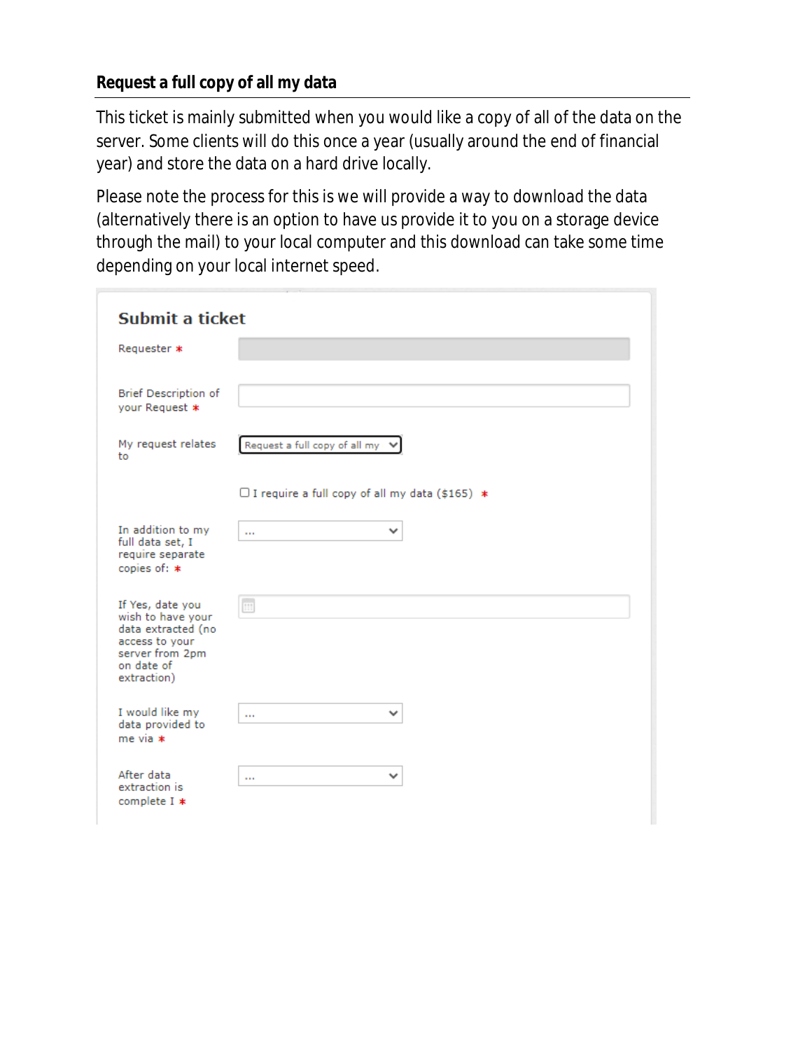### Request a full copy of all my data

This ticket is mainly submitted when you would like a copy of all of the data on the server. Some clients will do this once a year (usually around the end of financial year) and store the data on a hard drive locally.

Please note the process for this is we will provide a way to download the data (alternatively there is an option to have us provide it to you on a storage device through the mail) to your local computer and this download can take some time depending on your local internet speed.

**Submit a ticket**

Requester *

Brief Description of your Request *

My request relates to: Request a full copy of all my

☐ I require a full copy of all my data ($165) *

In addition to my full data set, I require separate copies of: * ...

If Yes, date you wish to have your data extracted (no access to your server from 2pm on date of extraction)

I would like my data provided to me via * ...

After data extraction is complete I * ...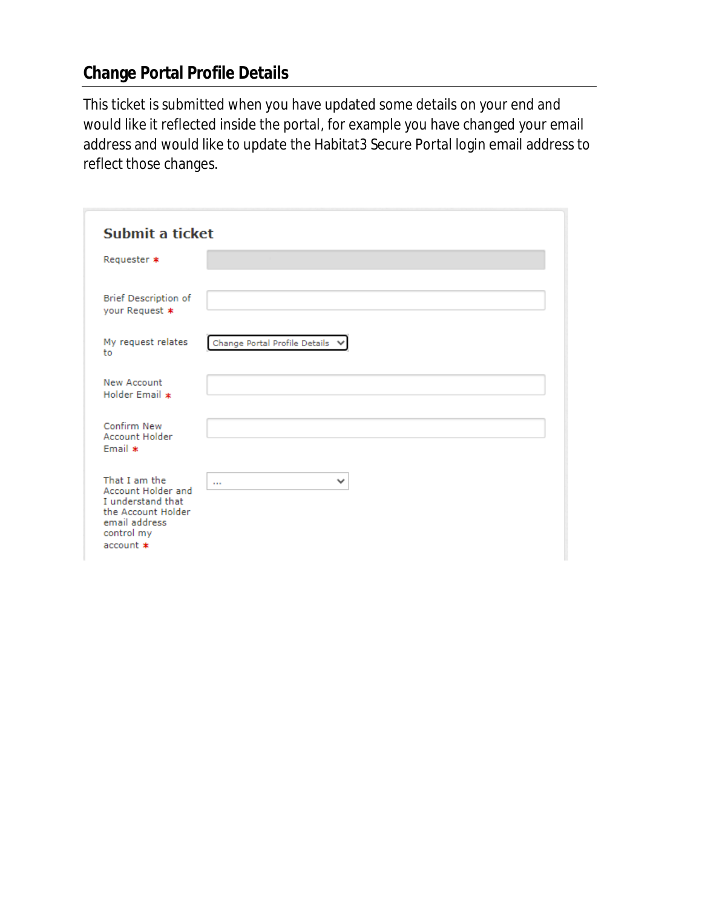## Change Portal Profile Details

This ticket is submitted when you have updated some details on your end and would like it reflected inside the portal, for example you have changed your email address and would like to update the Habitat3 Secure Portal login email address to reflect those changes.

### Submit a ticket

Requester *

Brief Description of your Request *

My request relates to: Change Portal Profile Details

New Account Holder Email *

Confirm New Account Holder Email *

That I am the Account Holder and I understand that the Account Holder email address control my account *: ...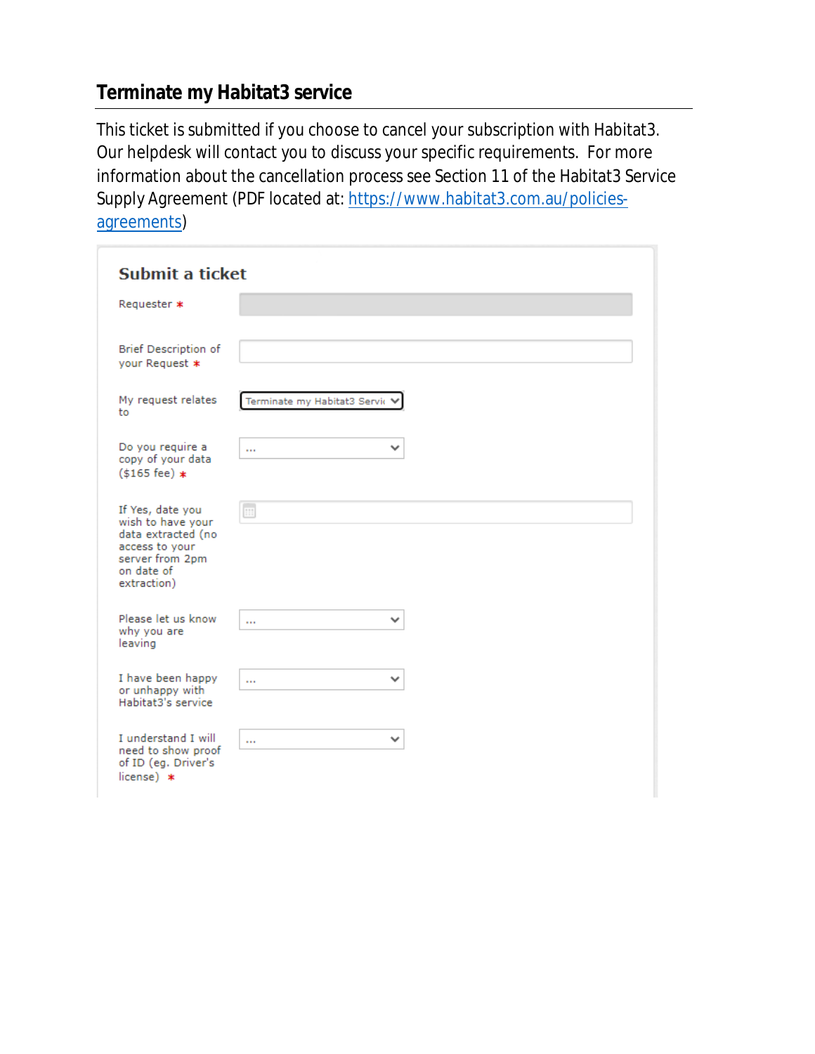## Terminate my Habitat3 service

This ticket is submitted if you choose to cancel your subscription with Habitat3. Our helpdesk will contact you to discuss your specific requirements. For more information about the cancellation process see Section 11 of the Habitat3 Service Supply Agreement (PDF located at: [https://www.habitat3.com.au/policies-agreements](https://www.habitat3.com.au/policies-agreements))

### Submit a ticket

Requester *

Brief Description of your Request *

My request relates to — Terminate my Habitat3 Servic

Do you require a copy of your data ($165 fee) * — ...

If Yes, date you wish to have your data extracted (no access to your server from 2pm on date of extraction)

Please let us know why you are leaving — ...

I have been happy or unhappy with Habitat3's service — ...

I understand I will need to show proof of ID (eg. Driver's license) * — ...